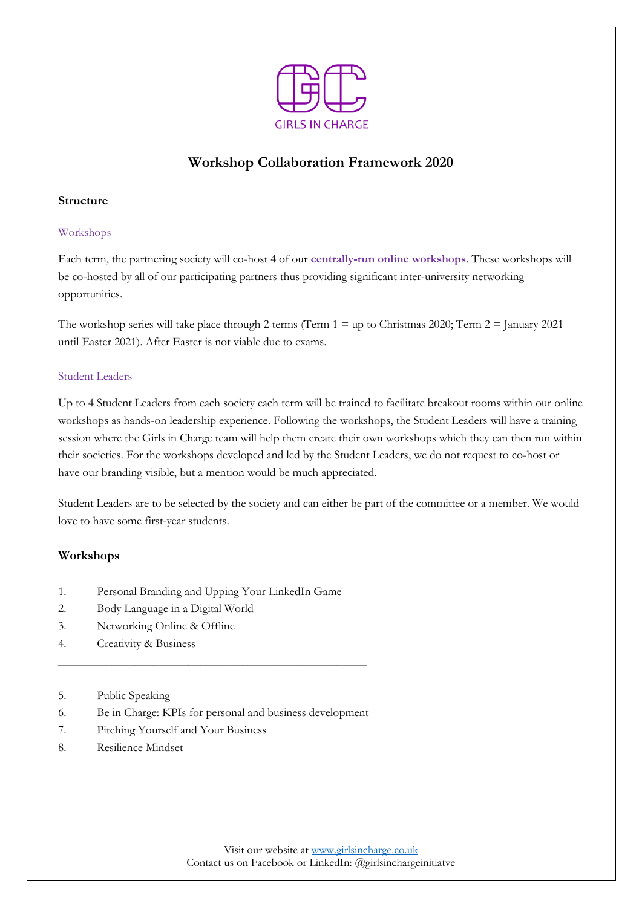GIRLS IN CHARGE

# Workshop Collaboration Framework 2020

## Structure

### Workshops

Each term, the partnering society will co-host 4 of our **centrally-run online workshops**. These workshops will be co-hosted by all of our participating partners thus providing significant inter-university networking opportunities.

The workshop series will take place through 2 terms (Term 1 = up to Christmas 2020; Term 2 = January 2021 until Easter 2021). After Easter is not viable due to exams.

### Student Leaders

Up to 4 Student Leaders from each society each term will be trained to facilitate breakout rooms within our online workshops as hands-on leadership experience. Following the workshops, the Student Leaders will have a training session where the Girls in Charge team will help them create their own workshops which they can then run within their societies. For the workshops developed and led by the Student Leaders, we do not request to co-host or have our branding visible, but a mention would be much appreciated.

Student Leaders are to be selected by the society and can either be part of the committee or a member. We would love to have some first-year students.

## Workshops

1. Personal Branding and Upping Your LinkedIn Game
2. Body Language in a Digital World
3. Networking Online & Offline
4. Creativity & Business

---

5. Public Speaking
6. Be in Charge: KPIs for personal and business development
7. Pitching Yourself and Your Business
8. Resilience Mindset

Visit our website at www.girlsincharge.co.uk
Contact us on Facebook or LinkedIn: @girlsinchargeinitiatve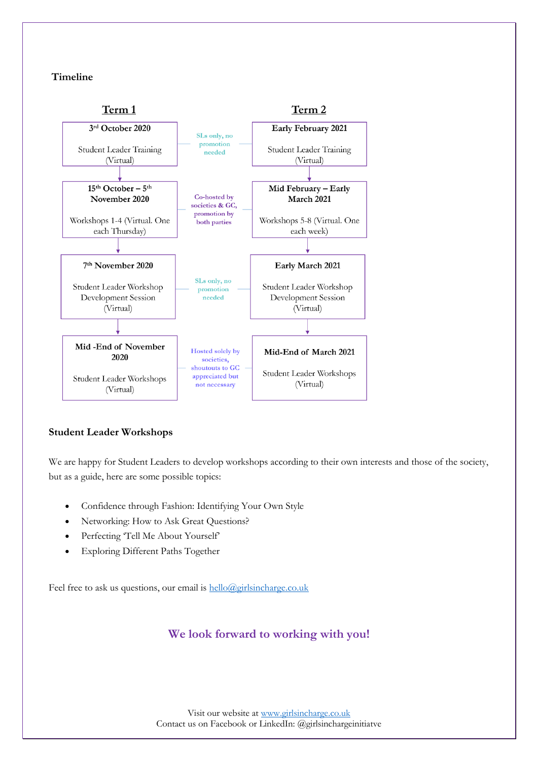**Timeline**

**Term 1**

**3rd October 2020**

Student Leader Training (Virtual)

**15th October – 5th November 2020**

Workshops 1-4 (Virtual. One each Thursday)

**7th November 2020**

Student Leader Workshop Development Session (Virtual)

**Mid -End of November 2020**

Student Leader Workshops (Virtual)

**Term 2**

**Early February 2021**

Student Leader Training (Virtual)

**Mid February – Early March 2021**

Workshops 5-8 (Virtual. One each week)

**Early March 2021**

Student Leader Workshop Development Session (Virtual)

**Mid-End of March 2021**

Student Leader Workshops (Virtual)

SLs only, no promotion needed

Co-hosted by societies & GC, promotion by both parties

SLs only, no promotion needed

Hosted solely by societies, shoutouts to GC appreciated but not necessary

## Student Leader Workshops

We are happy for Student Leaders to develop workshops according to their own interests and those of the society, but as a guide, here are some possible topics:

- Confidence through Fashion: Identifying Your Own Style
- Networking: How to Ask Great Questions?
- Perfecting 'Tell Me About Yourself'
- Exploring Different Paths Together

Feel free to ask us questions, our email is hello@girlsincharge.co.uk

**We look forward to working with you!**

Visit our website at www.girlsincharge.co.uk
Contact us on Facebook or LinkedIn: @girlsinchargeinitiatve